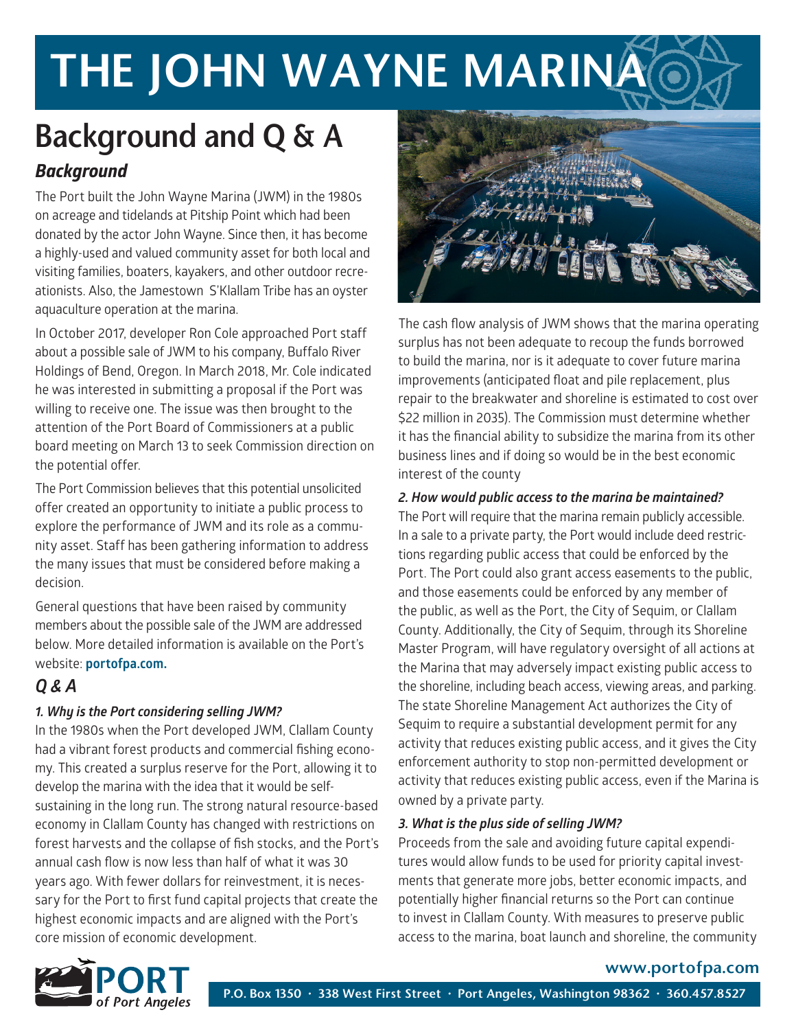# THE JOHN WAYNE MARINA

## Background and Q & A

### *Background*

The Port built the John Wayne Marina (JWM) in the 1980s on acreage and tidelands at Pitship Point which had been donated by the actor John Wayne. Since then, it has become a highly-used and valued community asset for both local and visiting families, boaters, kayakers, and other outdoor recreationists. Also, the Jamestown S'Klallam Tribe has an oyster aquaculture operation at the marina.

In October 2017, developer Ron Cole approached Port staff about a possible sale of JWM to his company, Buffalo River Holdings of Bend, Oregon. In March 2018, Mr. Cole indicated he was interested in submitting a proposal if the Port was willing to receive one. The issue was then brought to the attention of the Port Board of Commissioners at a public board meeting on March 13 to seek Commission direction on the potential offer.

The Port Commission believes that this potential unsolicited offer created an opportunity to initiate a public process to explore the performance of JWM and its role as a community asset. Staff has been gathering information to address the many issues that must be considered before making a decision.

General questions that have been raised by community members about the possible sale of the JWM are addressed below. More detailed information is available on the Port's website: **portofpa.com.**

### *Q & A*

#### *1. Why is the Port considering selling JWM?*

In the 1980s when the Port developed JWM, Clallam County had a vibrant forest products and commercial fishing economy. This created a surplus reserve for the Port, allowing it to develop the marina with the idea that it would be self-sustaining in the long run. The strong natural resource-based economy in Clallam County has changed with restrictions on forest harvests and the collapse of fish stocks, and the Port's annual cash flow is now less than half of what it was 30 years ago. With fewer dollars for reinvestment, it is necessary for the Port to first fund capital projects that create the highest economic impacts and are aligned with the Port's core mission of economic development.

The cash flow analysis of JWM shows that the marina operating surplus has not been adequate to recoup the funds borrowed to build the marina, nor is it adequate to cover future marina improvements (anticipated float and pile replacement, plus repair to the breakwater and shoreline is estimated to cost over $22 million in 2035). The Commission must determine whether it has the financial ability to subsidize the marina from its other business lines and if doing so would be in the best economic interest of the county

#### *2. How would public access to the marina be maintained?*

The Port will require that the marina remain publicly accessible. In a sale to a private party, the Port would include deed restrictions regarding public access that could be enforced by the Port. The Port could also grant access easements to the public, and those easements could be enforced by any member of the public, as well as the Port, the City of Sequim, or Clallam County. Additionally, the City of Sequim, through its Shoreline Master Program, will have regulatory oversight of all actions at the Marina that may adversely impact existing public access to the shoreline, including beach access, viewing areas, and parking. The state Shoreline Management Act authorizes the City of Sequim to require a substantial development permit for any activity that reduces existing public access, and it gives the City enforcement authority to stop non-permitted development or activity that reduces existing public access, even if the Marina is owned by a private party.

#### *3. What is the plus side of selling JWM?*

Proceeds from the sale and avoiding future capital expenditures would allow funds to be used for priority capital investments that generate more jobs, better economic impacts, and potentially higher financial returns so the Port can continue to invest in Clallam County. With measures to preserve public access to the marina, boat launch and shoreline, the community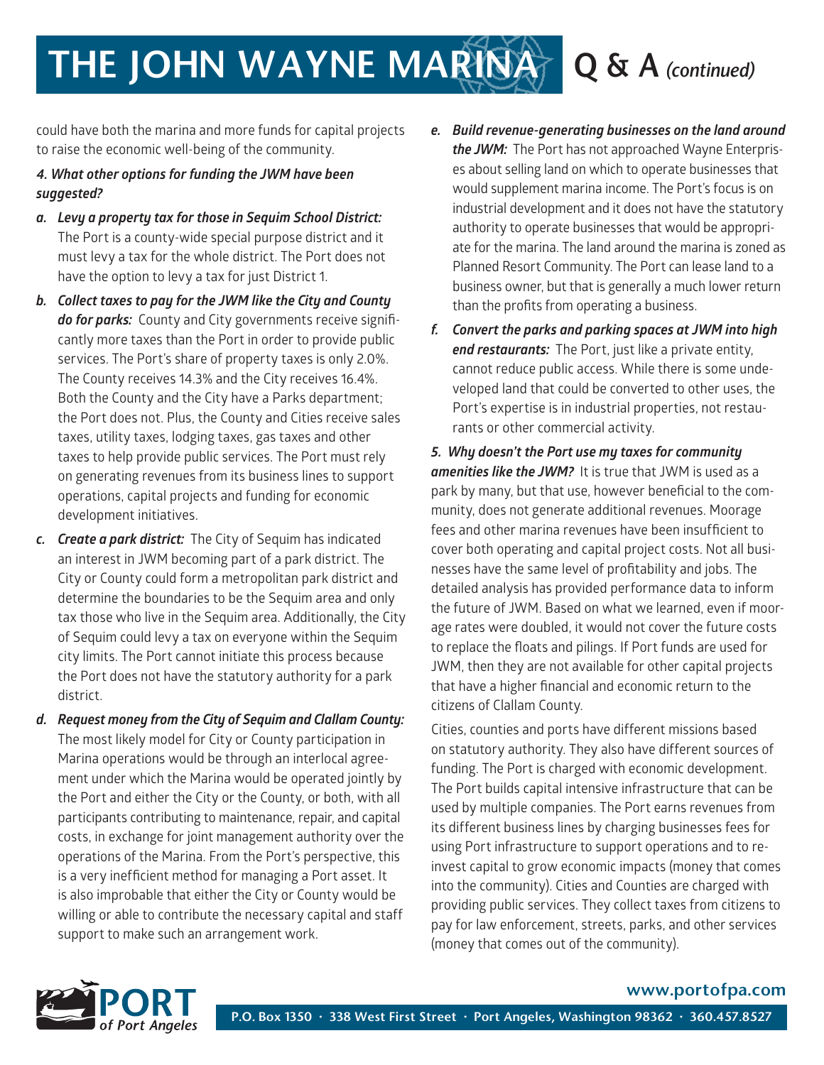could have both the marina and more funds for capital projects to raise the economic well-being of the community.

***4. What other options for funding the JWM have been suggested?***

- ***a. Levy a property tax for those in Sequim School District:*** The Port is a county-wide special purpose district and it must levy a tax for the whole district. The Port does not have the option to levy a tax for just District 1.
- ***b. Collect taxes to pay for the JWM like the City and County do for parks:*** County and City governments receive significantly more taxes than the Port in order to provide public services. The Port's share of property taxes is only 2.0%. The County receives 14.3% and the City receives 16.4%. Both the County and the City have a Parks department; the Port does not. Plus, the County and Cities receive sales taxes, utility taxes, lodging taxes, gas taxes and other taxes to help provide public services. The Port must rely on generating revenues from its business lines to support operations, capital projects and funding for economic development initiatives.
- ***c. Create a park district:*** The City of Sequim has indicated an interest in JWM becoming part of a park district. The City or County could form a metropolitan park district and determine the boundaries to be the Sequim area and only tax those who live in the Sequim area. Additionally, the City of Sequim could levy a tax on everyone within the Sequim city limits. The Port cannot initiate this process because the Port does not have the statutory authority for a park district.
- ***d. Request money from the City of Sequim and Clallam County:*** The most likely model for City or County participation in Marina operations would be through an interlocal agreement under which the Marina would be operated jointly by the Port and either the City or the County, or both, with all participants contributing to maintenance, repair, and capital costs, in exchange for joint management authority over the operations of the Marina. From the Port's perspective, this is a very inefficient method for managing a Port asset. It is also improbable that either the City or County would be willing or able to contribute the necessary capital and staff support to make such an arrangement work.
- ***e. Build revenue-generating businesses on the land around the JWM:*** The Port has not approached Wayne Enterprises about selling land on which to operate businesses that would supplement marina income. The Port's focus is on industrial development and it does not have the statutory authority to operate businesses that would be appropriate for the marina. The land around the marina is zoned as Planned Resort Community. The Port can lease land to a business owner, but that is generally a much lower return than the profits from operating a business.
- ***f. Convert the parks and parking spaces at JWM into high end restaurants:*** The Port, just like a private entity, cannot reduce public access. While there is some undeveloped land that could be converted to other uses, the Port's expertise is in industrial properties, not restaurants or other commercial activity.

***5. Why doesn't the Port use my taxes for community amenities like the JWM?*** It is true that JWM is used as a park by many, but that use, however beneficial to the community, does not generate additional revenues. Moorage fees and other marina revenues have been insufficient to cover both operating and capital project costs. Not all businesses have the same level of profitability and jobs. The detailed analysis has provided performance data to inform the future of JWM. Based on what we learned, even if moorage rates were doubled, it would not cover the future costs to replace the floats and pilings. If Port funds are used for JWM, then they are not available for other capital projects that have a higher financial and economic return to the citizens of Clallam County.

Cities, counties and ports have different missions based on statutory authority. They also have different sources of funding. The Port is charged with economic development. The Port builds capital intensive infrastructure that can be used by multiple companies. The Port earns revenues from its different business lines by charging businesses fees for using Port infrastructure to support operations and to reinvest capital to grow economic impacts (money that comes into the community). Cities and Counties are charged with providing public services. They collect taxes from citizens to pay for law enforcement, streets, parks, and other services (money that comes out of the community).